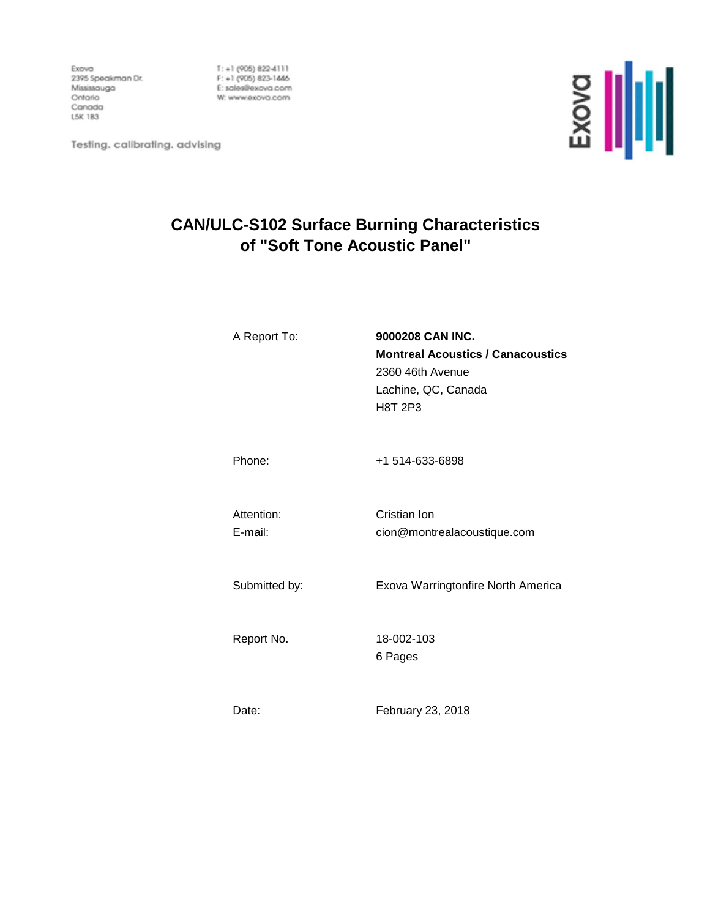Exova
2395 Speakman Dr.
Mississauga
Ontario
Canada
L5K 1B3

T: +1 (905) 822-4111
F: +1 (905) 823-1446
E: sales@exova.com
W: www.exova.com

Testing. calibrating. advising

# CAN/ULC-S102 Surface Burning Characteristics of "Soft Tone Acoustic Panel"

| | |
|---|---|
| A Report To: | **9000208 CAN INC.**<br>**Montreal Acoustics / Canacoustics**<br>2360 46th Avenue<br>Lachine, QC, Canada<br>H8T 2P3 |
| Phone: | +1 514-633-6898 |
| Attention:<br>E-mail: | Cristian Ion<br>cion@montrealacoustique.com |
| Submitted by: | Exova Warringtonfire North America |
| Report No. | 18-002-103<br>6 Pages |
| Date: | February 23, 2018 |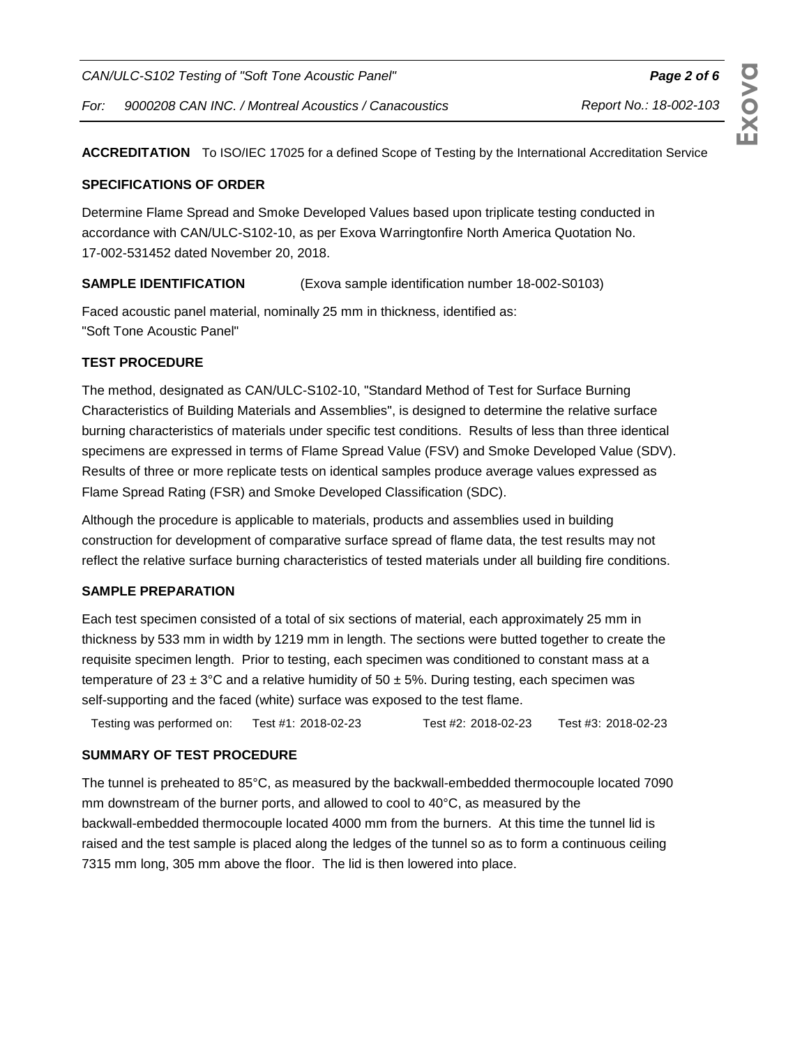**ACCREDITATION** To ISO/IEC 17025 for a defined Scope of Testing by the International Accreditation Service

**SPECIFICATIONS OF ORDER**

Determine Flame Spread and Smoke Developed Values based upon triplicate testing conducted in accordance with CAN/ULC-S102-10, as per Exova Warringtonfire North America Quotation No. 17-002-531452 dated November 20, 2018.

**SAMPLE IDENTIFICATION** (Exova sample identification number 18-002-S0103)

Faced acoustic panel material, nominally 25 mm in thickness, identified as:
"Soft Tone Acoustic Panel"

**TEST PROCEDURE**

The method, designated as CAN/ULC-S102-10, "Standard Method of Test for Surface Burning Characteristics of Building Materials and Assemblies", is designed to determine the relative surface burning characteristics of materials under specific test conditions. Results of less than three identical specimens are expressed in terms of Flame Spread Value (FSV) and Smoke Developed Value (SDV). Results of three or more replicate tests on identical samples produce average values expressed as Flame Spread Rating (FSR) and Smoke Developed Classification (SDC).

Although the procedure is applicable to materials, products and assemblies used in building construction for development of comparative surface spread of flame data, the test results may not reflect the relative surface burning characteristics of tested materials under all building fire conditions.

**SAMPLE PREPARATION**

Each test specimen consisted of a total of six sections of material, each approximately 25 mm in thickness by 533 mm in width by 1219 mm in length. The sections were butted together to create the requisite specimen length. Prior to testing, each specimen was conditioned to constant mass at a temperature of 23 ± 3°C and a relative humidity of 50 ± 5%. During testing, each specimen was self-supporting and the faced (white) surface was exposed to the test flame.

Testing was performed on: Test #1: 2018-02-23 Test #2: 2018-02-23 Test #3: 2018-02-23

**SUMMARY OF TEST PROCEDURE**

The tunnel is preheated to 85°C, as measured by the backwall-embedded thermocouple located 7090 mm downstream of the burner ports, and allowed to cool to 40°C, as measured by the backwall-embedded thermocouple located 4000 mm from the burners. At this time the tunnel lid is raised and the test sample is placed along the ledges of the tunnel so as to form a continuous ceiling 7315 mm long, 305 mm above the floor. The lid is then lowered into place.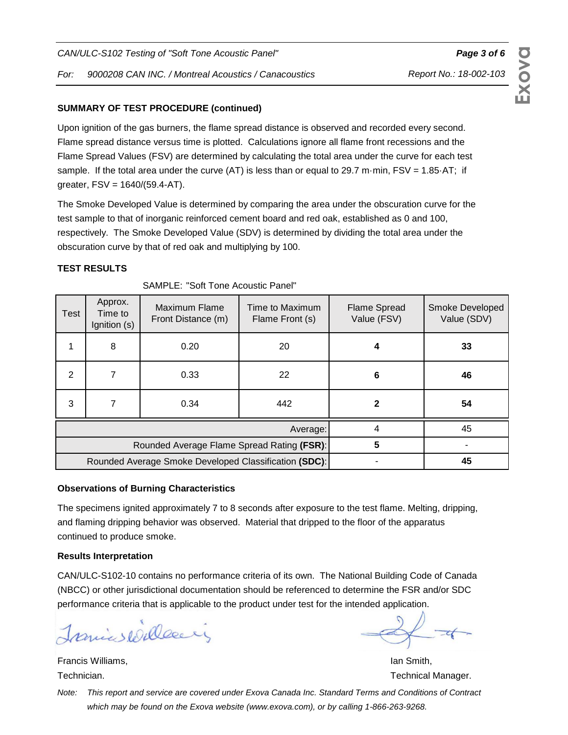## SUMMARY OF TEST PROCEDURE (continued)

Upon ignition of the gas burners, the flame spread distance is observed and recorded every second. Flame spread distance versus time is plotted. Calculations ignore all flame front recessions and the Flame Spread Values (FSV) are determined by calculating the total area under the curve for each test sample. If the total area under the curve (AT) is less than or equal to 29.7 m·min, FSV = 1.85·AT; if greater, FSV = 1640/(59.4-AT).

The Smoke Developed Value is determined by comparing the area under the obscuration curve for the test sample to that of inorganic reinforced cement board and red oak, established as 0 and 100, respectively. The Smoke Developed Value (SDV) is determined by dividing the total area under the obscuration curve by that of red oak and multiplying by 100.

## TEST RESULTS

SAMPLE: "Soft Tone Acoustic Panel"

| Test | Approx. Time to Ignition (s) | Maximum Flame Front Distance (m) | Time to Maximum Flame Front (s) | Flame Spread Value (FSV) | Smoke Developed Value (SDV) |
|---|---|---|---|---|---|
| 1 | 8 | 0.20 | 20 | **4** | **33** |
| 2 | 7 | 0.33 | 22 | **6** | **46** |
| 3 | 7 | 0.34 | 442 | **2** | **54** |
| Average: | | | | 4 | 45 |
| Rounded Average Flame Spread Rating **(FSR)**: | | | | **5** | - |
| Rounded Average Smoke Developed Classification **(SDC)**: | | | | - | **45** |

### Observations of Burning Characteristics

The specimens ignited approximately 7 to 8 seconds after exposure to the test flame. Melting, dripping, and flaming dripping behavior was observed. Material that dripped to the floor of the apparatus continued to produce smoke.

### Results Interpretation

CAN/ULC-S102-10 contains no performance criteria of its own. The National Building Code of Canada (NBCC) or other jurisdictional documentation should be referenced to determine the FSR and/or SDC performance criteria that is applicable to the product under test for the intended application.

Francis Williams,
Technician.

Ian Smith,
Technical Manager.

*Note: This report and service are covered under Exova Canada Inc. Standard Terms and Conditions of Contract which may be found on the Exova website (www.exova.com), or by calling 1-866-263-9268.*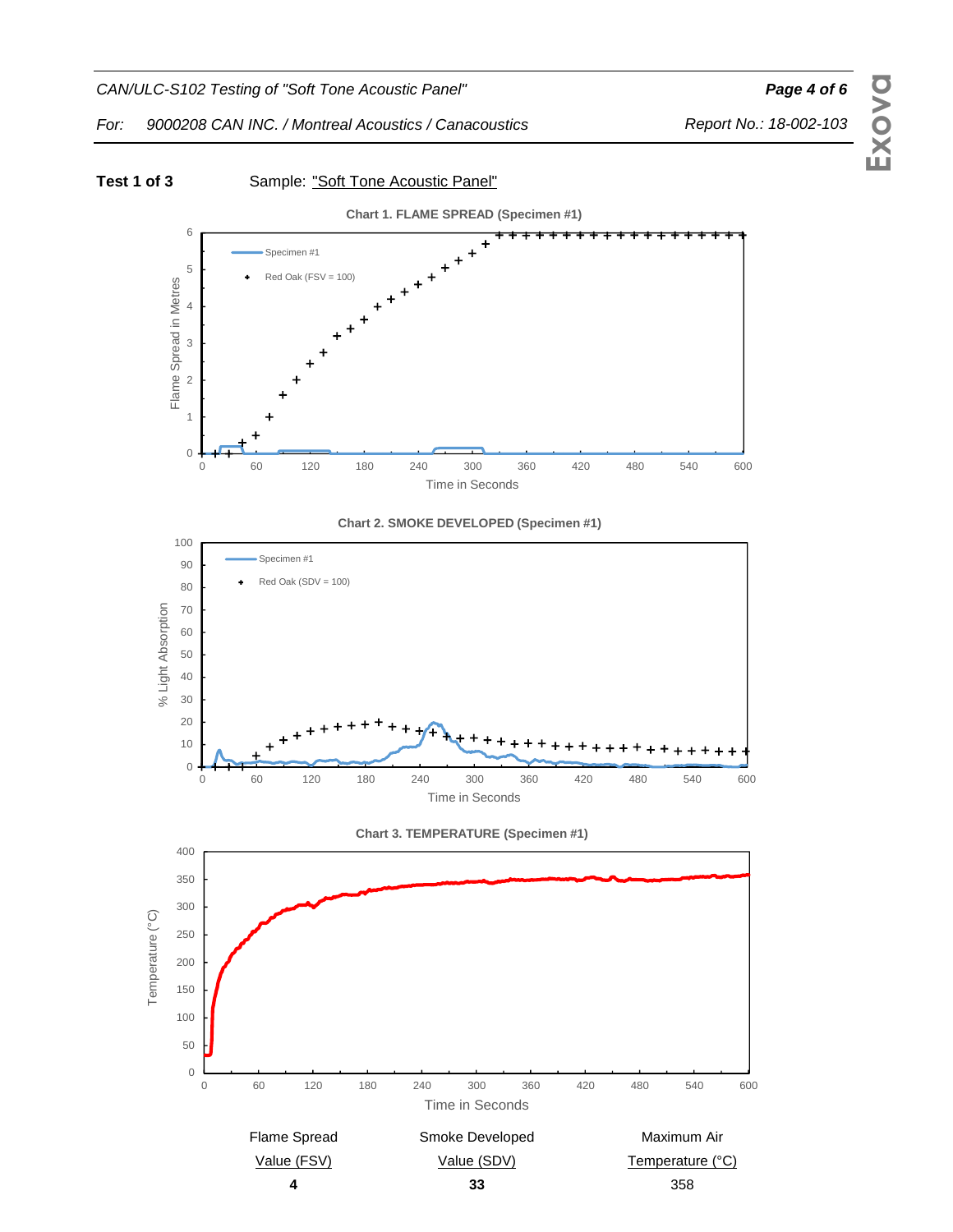**Test 1 of 3** Sample: "Soft Tone Acoustic Panel"

Chart 1. FLAME SPREAD (Specimen #1)

Chart 2. SMOKE DEVELOPED (Specimen #1)

Chart 3. TEMPERATURE (Specimen #1)

| Flame Spread Value (FSV) | Smoke Developed Value (SDV) | Maximum Air Temperature (°C) |
|---|---|---|
| **4** | **33** | 358 |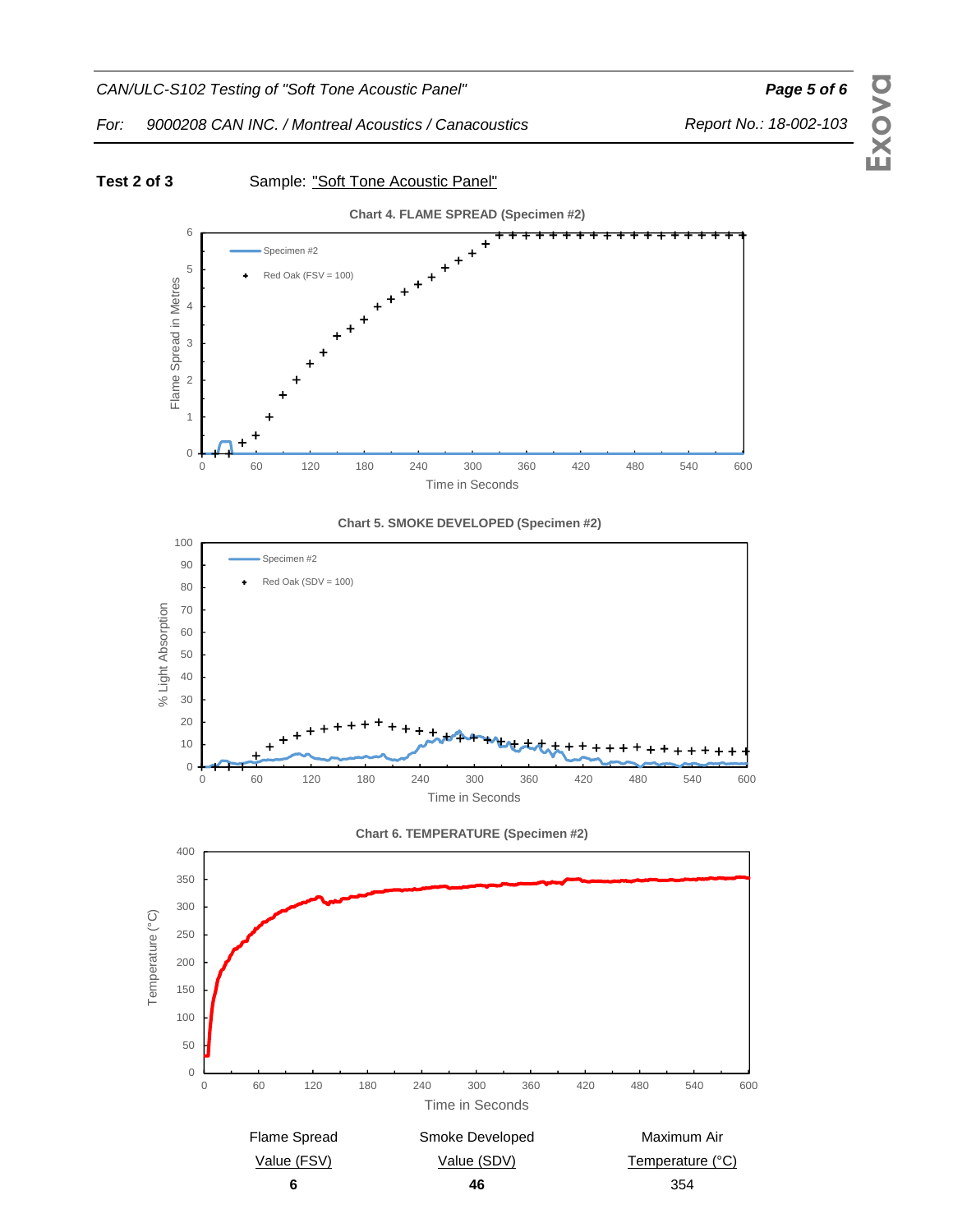**Test 2 of 3** Sample: "Soft Tone Acoustic Panel"

**Chart 4. FLAME SPREAD (Specimen #2)**

**Chart 5. SMOKE DEVELOPED (Specimen #2)**

**Chart 6. TEMPERATURE (Specimen #2)**

| Flame Spread Value (FSV) | Smoke Developed Value (SDV) | Maximum Air Temperature (°C) |
|---|---|---|
| **6** | **46** | 354 |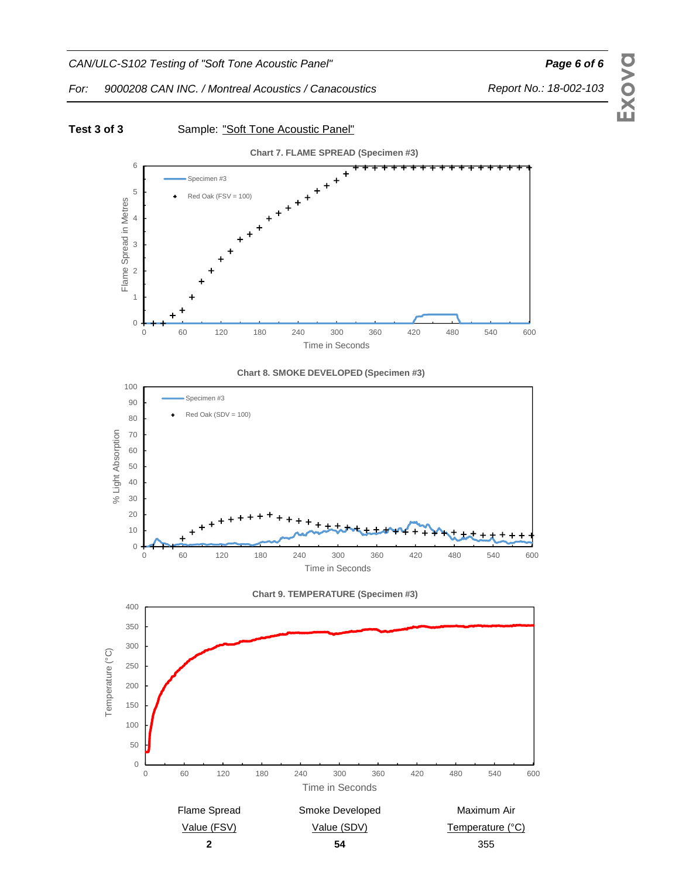**Test 3 of 3** Sample: "Soft Tone Acoustic Panel"

**Chart 7. FLAME SPREAD (Specimen #3)**

Specimen #3

Red Oak (FSV = 100)

Flame Spread in Metres

0 1 2 3 4 5 6

0 60 120 180 240 300 360 420 480 540 600

Time in Seconds

**Chart 8. SMOKE DEVELOPED (Specimen #3)**

Specimen #3

Red Oak (SDV = 100)

% Light Absorption

0 10 20 30 40 50 60 70 80 90 100

0 60 120 180 240 300 360 420 480 540 600

Time in Seconds

**Chart 9. TEMPERATURE (Specimen #3)**

Temperature (°C)

0 50 100 150 200 250 300 350 400

0 60 120 180 240 300 360 420 480 540 600

Time in Seconds

| Flame Spread Value (FSV) | Smoke Developed Value (SDV) | Maximum Air Temperature (°C) |
|---|---|---|
| **2** | **54** | 355 |